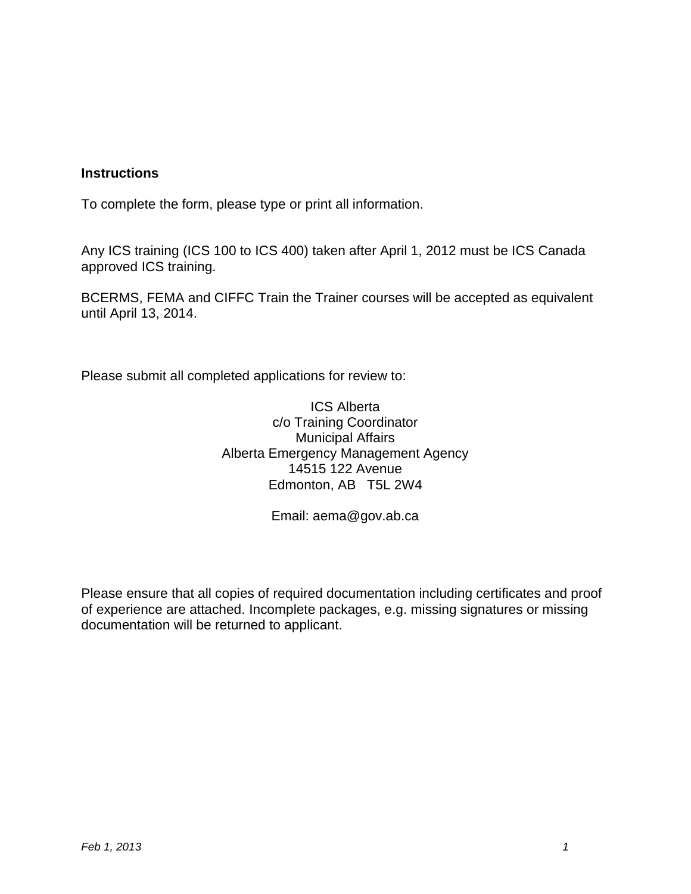**Instructions**

To complete the form, please type or print all information.

Any ICS training (ICS 100 to ICS 400) taken after April 1, 2012 must be ICS Canada approved ICS training.

BCERMS, FEMA and CIFFC Train the Trainer courses will be accepted as equivalent until April 13, 2014.

Please submit all completed applications for review to:

ICS Alberta
c/o Training Coordinator
Municipal Affairs
Alberta Emergency Management Agency
14515 122 Avenue
Edmonton, AB T5L 2W4

Email: aema@gov.ab.ca

Please ensure that all copies of required documentation including certificates and proof of experience are attached. Incomplete packages, e.g. missing signatures or missing documentation will be returned to applicant.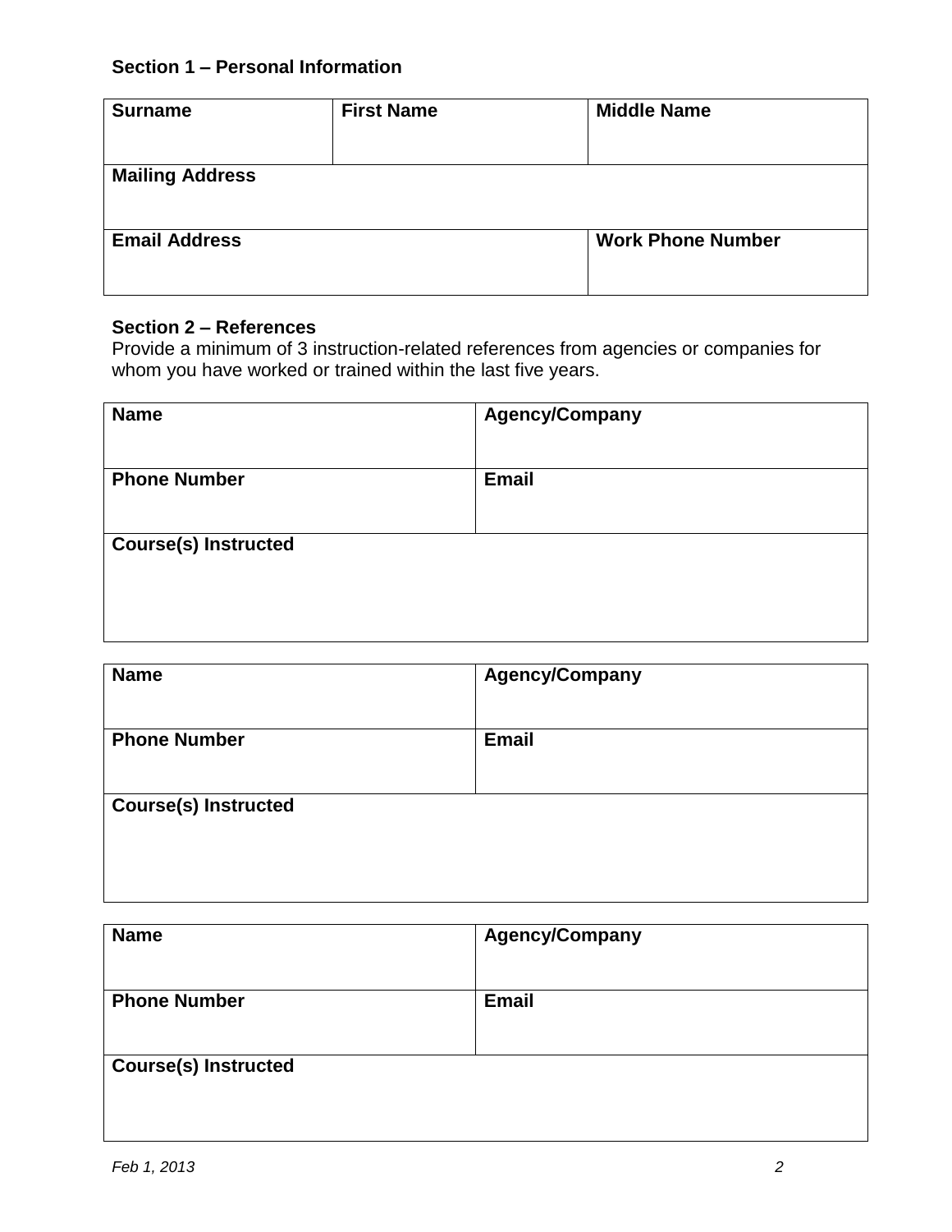**Section 1 – Personal Information**

| Surname | First Name | Middle Name |
|---|---|---|
| | | |
| **Mailing Address** | | |
| | | |
| **Email Address** | | **Work Phone Number** |
| | | |

**Section 2 – References**

Provide a minimum of 3 instruction-related references from agencies or companies for whom you have worked or trained within the last five years.

| Name | Agency/Company |
|---|---|
| | |
| **Phone Number** | **Email** |
| | |
| **Course(s) Instructed** | |
| | |

| Name | Agency/Company |
|---|---|
| | |
| **Phone Number** | **Email** |
| | |
| **Course(s) Instructed** | |
| | |

| Name | Agency/Company |
|---|---|
| | |
| **Phone Number** | **Email** |
| | |
| **Course(s) Instructed** | |
| | |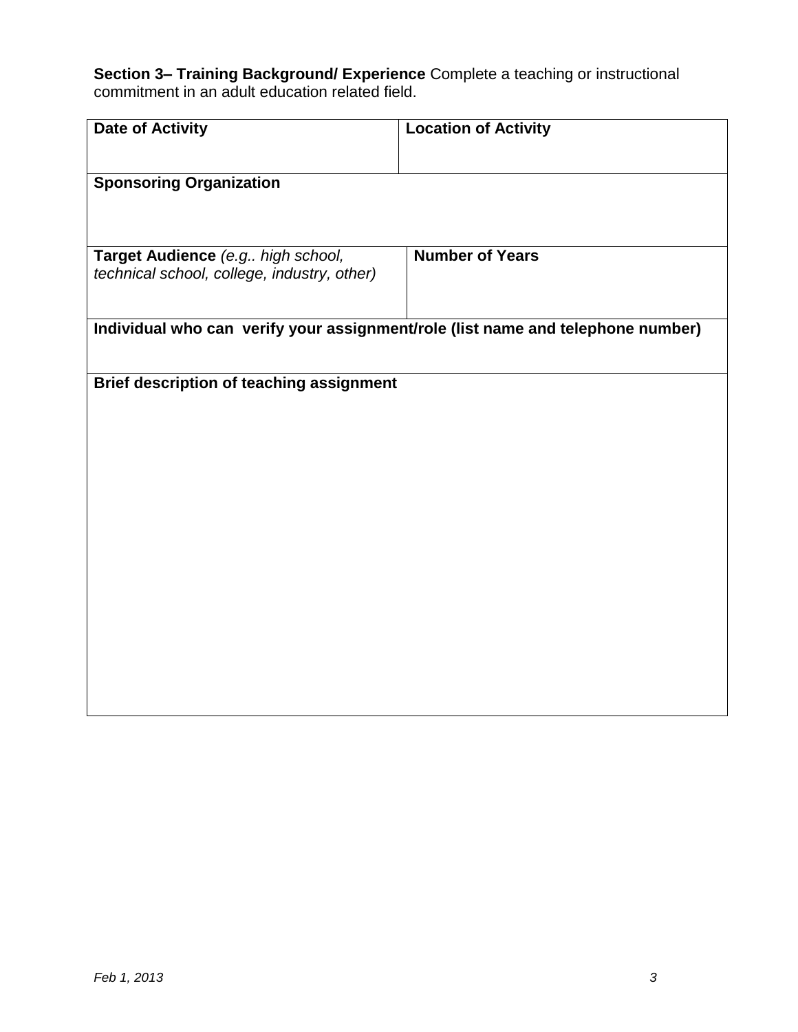**Section 3– Training Background/ Experience** Complete a teaching or instructional commitment in an adult education related field.

| **Date of Activity** | **Location of Activity** |
|---|---|
| **Sponsoring Organization** | |
| **Target Audience** *(e.g.. high school, technical school, college, industry, other)* | **Number of Years** |
| **Individual who can verify your assignment/role (list name and telephone number)** | |
| **Brief description of teaching assignment** | |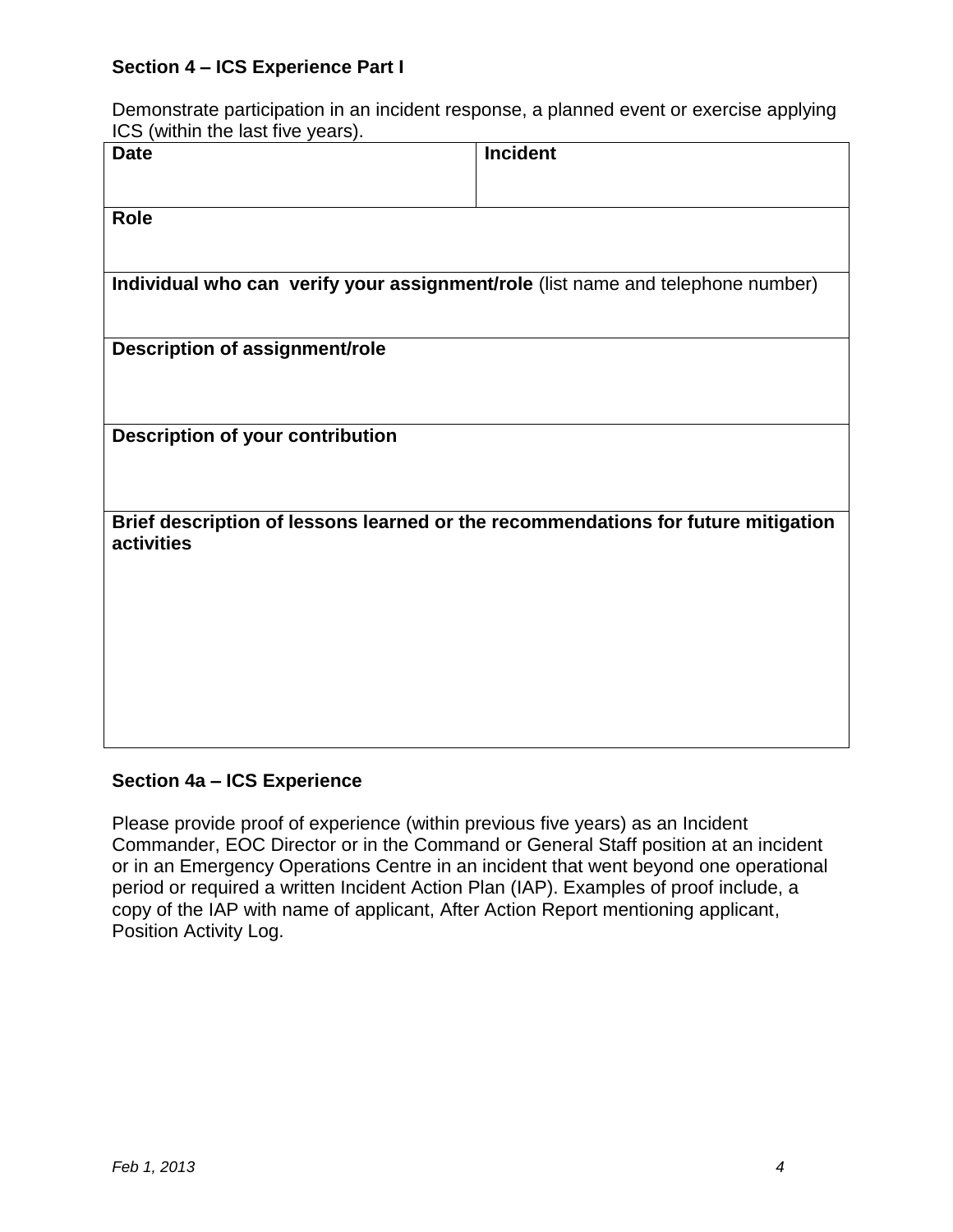### Section 4 – ICS Experience Part I

Demonstrate participation in an incident response, a planned event or exercise applying ICS (within the last five years).

| **Date** | **Incident** |
|---|---|
| **Role** | |
| **Individual who can verify your assignment/role** (list name and telephone number) | |
| **Description of assignment/role** | |
| **Description of your contribution** | |
| **Brief description of lessons learned or the recommendations for future mitigation activities** | |

### Section 4a – ICS Experience

Please provide proof of experience (within previous five years) as an Incident Commander, EOC Director or in the Command or General Staff position at an incident or in an Emergency Operations Centre in an incident that went beyond one operational period or required a written Incident Action Plan (IAP). Examples of proof include, a copy of the IAP with name of applicant, After Action Report mentioning applicant, Position Activity Log.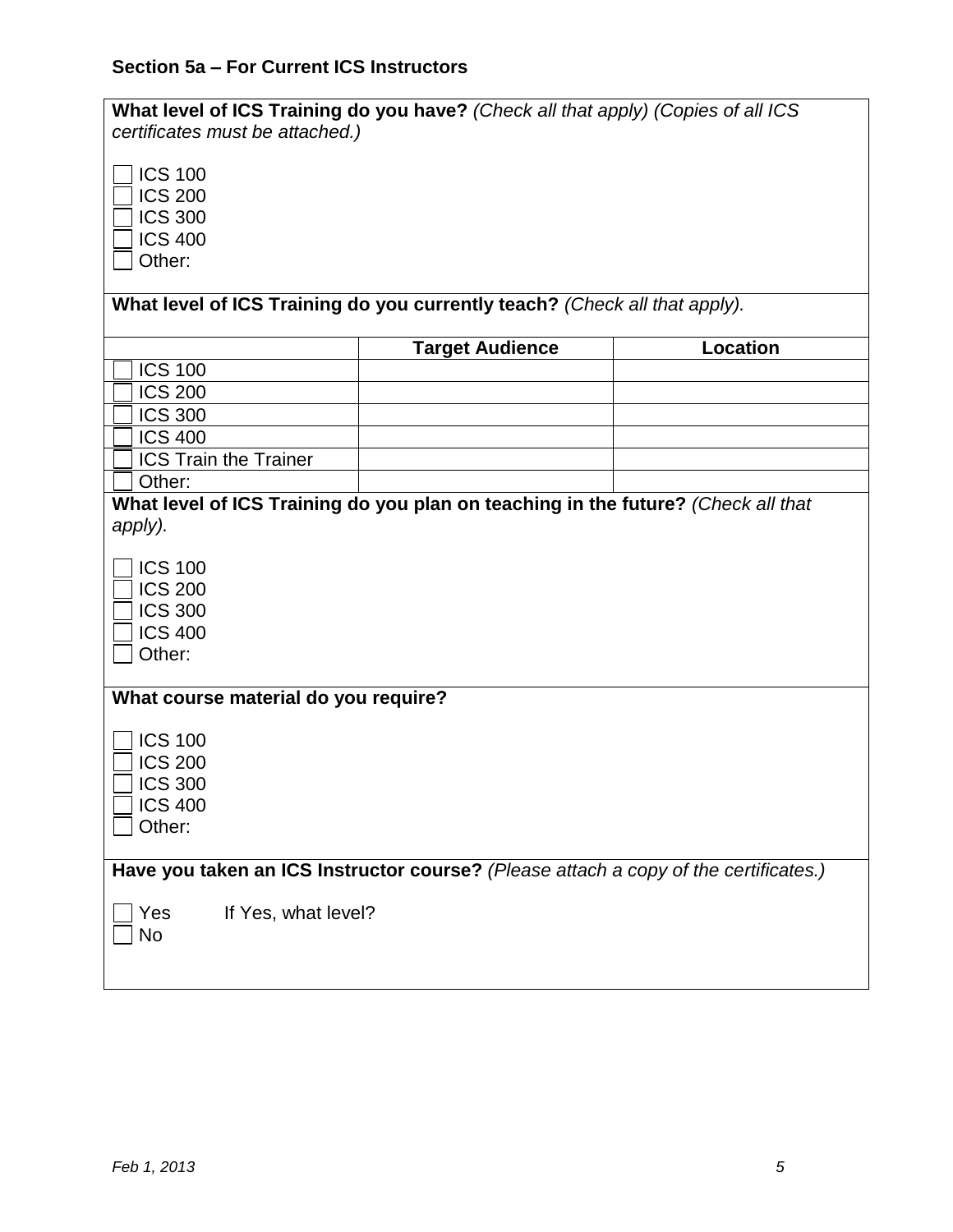## Section 5a – For Current ICS Instructors

**What level of ICS Training do you have?** *(Check all that apply) (Copies of all ICS certificates must be attached.)*

- ☐ ICS 100
- ☐ ICS 200
- ☐ ICS 300
- ☐ ICS 400
- ☐ Other:

**What level of ICS Training do you currently teach?** *(Check all that apply).*

| | Target Audience | Location |
|---|---|---|
| ☐ ICS 100 | | |
| ☐ ICS 200 | | |
| ☐ ICS 300 | | |
| ☐ ICS 400 | | |
| ☐ ICS Train the Trainer | | |
| ☐ Other: | | |

**What level of ICS Training do you plan on teaching in the future?** *(Check all that apply).*

- ☐ ICS 100
- ☐ ICS 200
- ☐ ICS 300
- ☐ ICS 400
- ☐ Other:

**What course material do you require?**

- ☐ ICS 100
- ☐ ICS 200
- ☐ ICS 300
- ☐ ICS 400
- ☐ Other:

**Have you taken an ICS Instructor course?** *(Please attach a copy of the certificates.)*

- ☐ Yes    If Yes, what level?
- ☐ No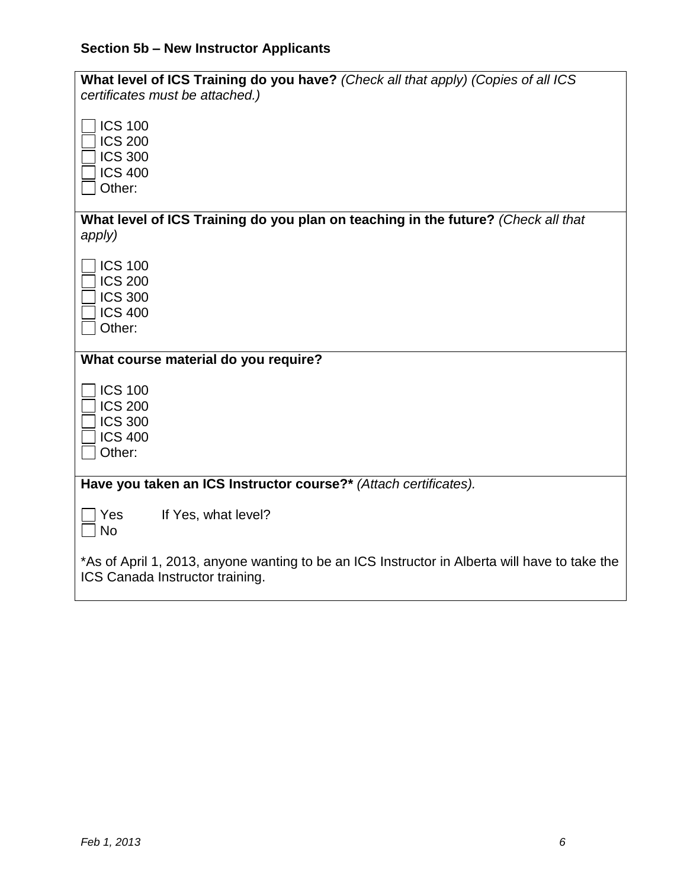### Section 5b – New Instructor Applicants

**What level of ICS Training do you have?** *(Check all that apply) (Copies of all ICS certificates must be attached.)*

- ☐ ICS 100
- ☐ ICS 200
- ☐ ICS 300
- ☐ ICS 400
- ☐ Other:

**What level of ICS Training do you plan on teaching in the future?** *(Check all that apply)*

- ☐ ICS 100
- ☐ ICS 200
- ☐ ICS 300
- ☐ ICS 400
- ☐ Other:

**What course material do you require?**

- ☐ ICS 100
- ☐ ICS 200
- ☐ ICS 300
- ☐ ICS 400
- ☐ Other:

**Have you taken an ICS Instructor course?*** *(Attach certificates).*

- ☐ Yes    If Yes, what level?
- ☐ No

*As of April 1, 2013, anyone wanting to be an ICS Instructor in Alberta will have to take the ICS Canada Instructor training.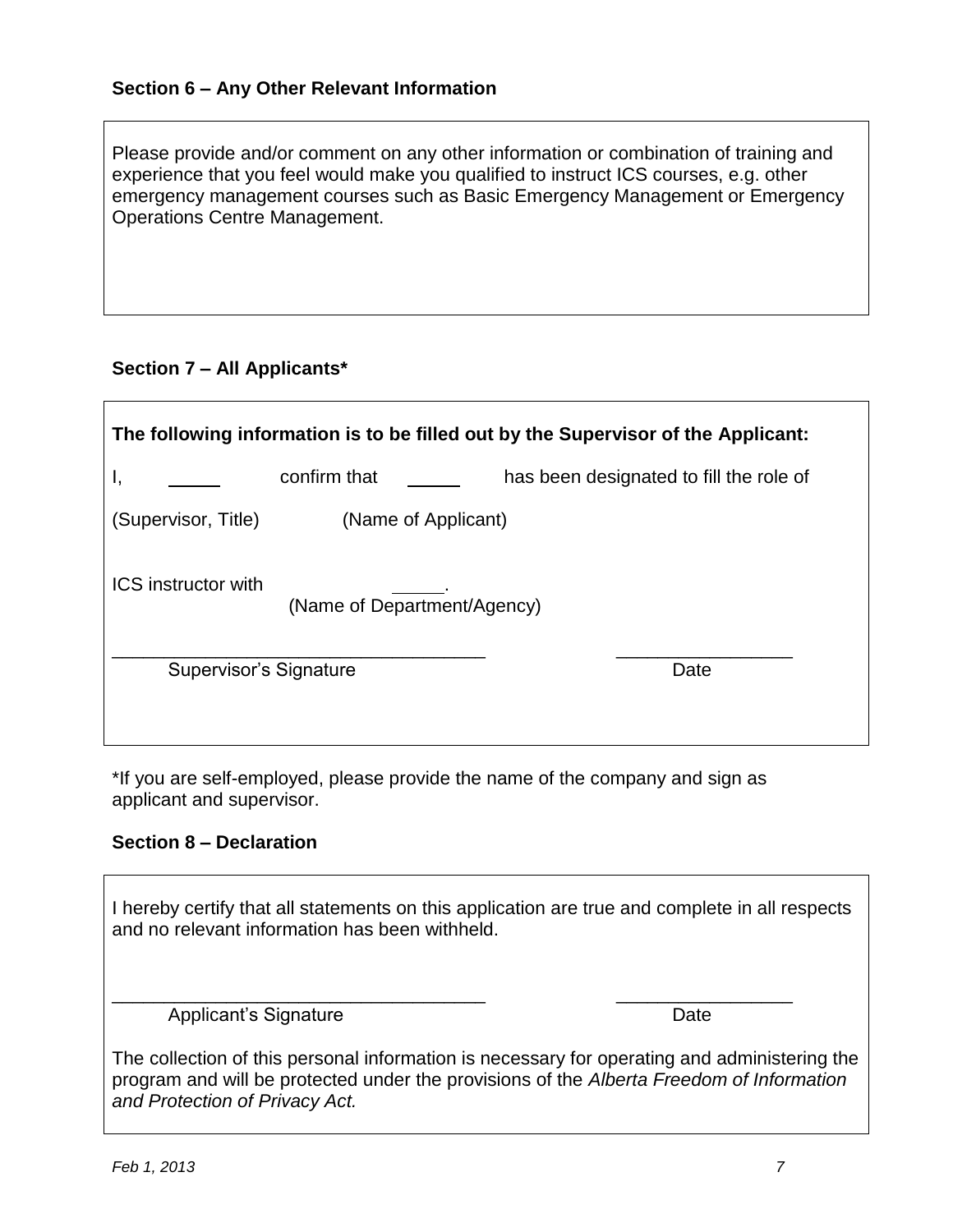### Section 6 – Any Other Relevant Information

Please provide and/or comment on any other information or combination of training and experience that you feel would make you qualified to instruct ICS courses, e.g. other emergency management courses such as Basic Emergency Management or Emergency Operations Centre Management.

### Section 7 – All Applicants*

**The following information is to be filled out by the Supervisor of the Applicant:**

I, _____ confirm that _____ has been designated to fill the role of

(Supervisor, Title) (Name of Applicant)

ICS instructor with _____.
(Name of Department/Agency)

\_\_\_\_\_\_\_\_\_\_\_\_\_\_\_\_\_\_\_\_\_\_\_\_\_\_\_\_\_\_\_\_\_\_\_ \_\_\_\_\_\_\_\_\_\_\_\_\_\_\_\_\_
Supervisor's Signature Date

*If you are self-employed, please provide the name of the company and sign as applicant and supervisor.

### Section 8 – Declaration

I hereby certify that all statements on this application are true and complete in all respects and no relevant information has been withheld.

\_\_\_\_\_\_\_\_\_\_\_\_\_\_\_\_\_\_\_\_\_\_\_\_\_\_\_\_\_\_\_\_\_\_\_ \_\_\_\_\_\_\_\_\_\_\_\_\_\_\_\_\_
Applicant's Signature Date

The collection of this personal information is necessary for operating and administering the program and will be protected under the provisions of the *Alberta Freedom of Information and Protection of Privacy Act.*